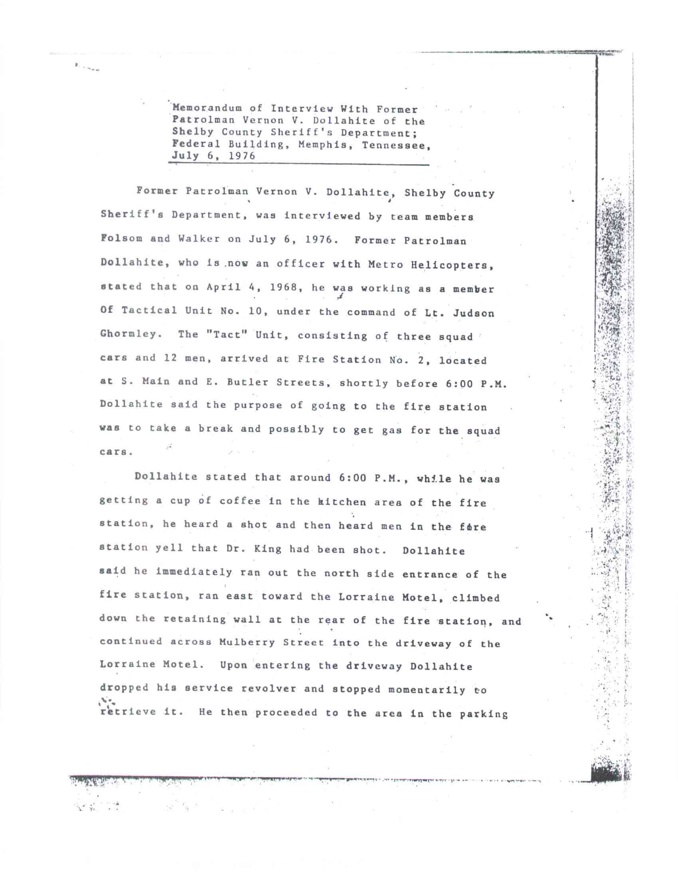Memorandum of Interview With Former Patrolman Vernon V. Dollahite of the Shelby County Sheriff's Department; Federal Building, Memphis, Tennessee, July 6, 1976

Former Patrolman Vernon V. Dollahite, Shelby County Sheriff's Department, was interviewed by team members Folsom and Walker on July 6, 1976. Former Patrolman Dollahite, who is now an officer with Metro Helicopters, stated that on April 4, 1968, he was working as a member Of Tactical Unit No. 10, under the command of Lt. Judson Ghormley. The "Tact" Unit, consisting of three squad cars and 12 men, arrived at Fire Station No. 2, located at S. Main and E. Butler Streets, shortly before 6:00 P.M. Dollahite said the purpose of going to the fire station was to take a break and possibly to get gas for the squad cars.

Dollahite stated that around 6:00 P.M., while he was getting a cup of coffee in the kitchen area of the fire station, he heard a shot and then heard men in the fire station yell that Dr. King had been shot. Dollahite said he immediately ran out the north side entrance of the fire station, ran east toward the Lorraine Motel, climbed down the retaining wall at the rear of the fire station, and continued across Mulberry Street into the driveway of the Lorraine Motel. Upon entering the driveway Dollahite dropped his service revolver and stopped momentarily to retrieve it. He then proceeded to the area in the parking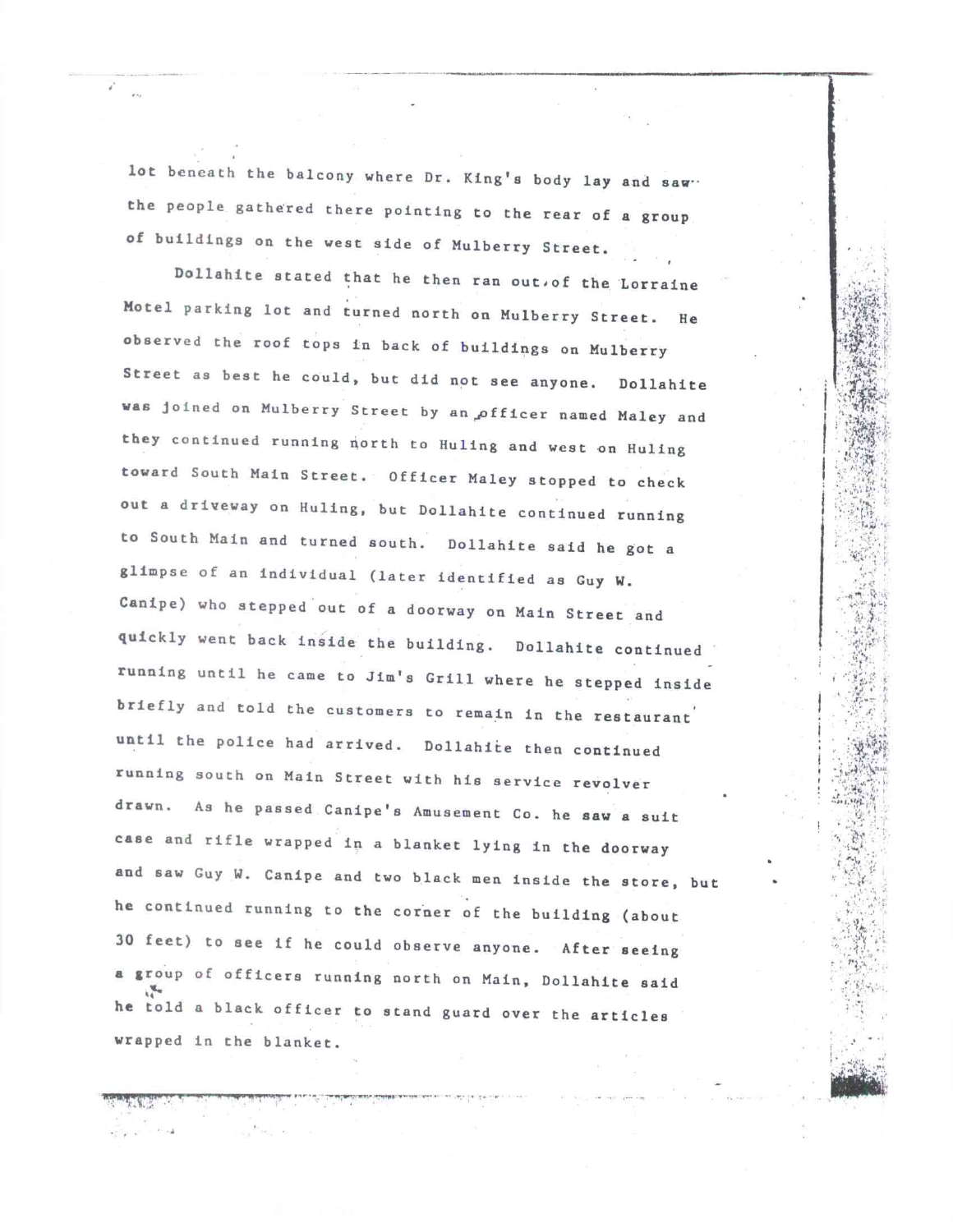lot beneath the balcony where Dr. King's body lay and saw the people gathered there pointing to the rear of a group of buildings on the west side of Mulberry Street.

Dollahite stated that he then ran out of the Lorraine Motel parking lot and turned north on Mulberry Street. He observed the roof tops in back of buildings on Mulberry Street as best he could, but did not see anyone. Dollahite was joined on Mulberry Street by an officer named Maley and they continued running north to Huling and west on Huling toward South Main Street. Officer Maley stopped to check out a driveway on Huling, but Dollahite continued running to South Main and turned south. Dollahite said he got a glimpse of an individual (later identified as Guy W. Canipe) who stepped out of a doorway on Main Street and quickly went back inside the building. Dollahite continued running until he came to Jim's Grill where he stepped inside briefly and told the customers to remain in the restaurant until the police had arrived. Dollahite then continued running south on Main Street with his service revolver drawn. As he passed Canipe's Amusement Co. he saw a suit case and rifle wrapped in a blanket lying in the doorway and saw Guy W. Canipe and two black men inside the store, but he continued running to the corner of the building (about 30 feet) to see if he could observe anyone. After seeing a group of officers running north on Main, Dollahite said he told a black officer to stand guard over the articles wrapped in the blanket.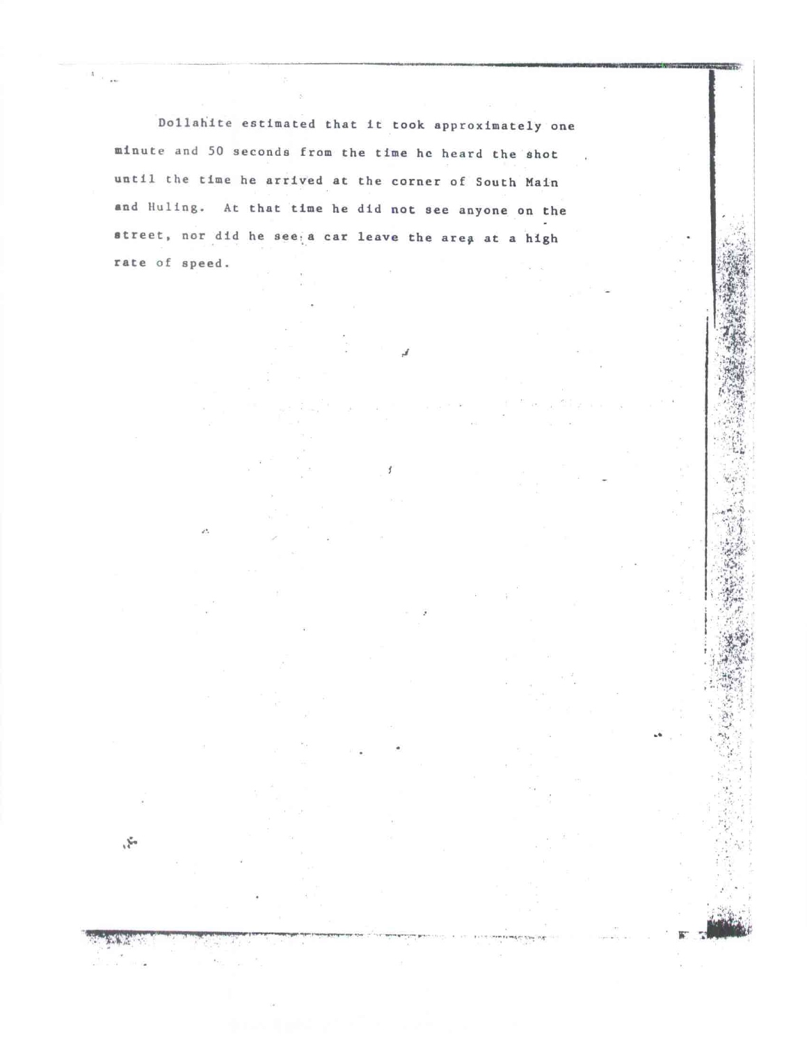Dollahite estimated that it took approximately one minute and 50 seconds from the time he heard the shot until the time he arrived at the corner of South Main and Huling. At that time he did not see anyone on the street, nor did he see a car leave the area at a high rate of speed.